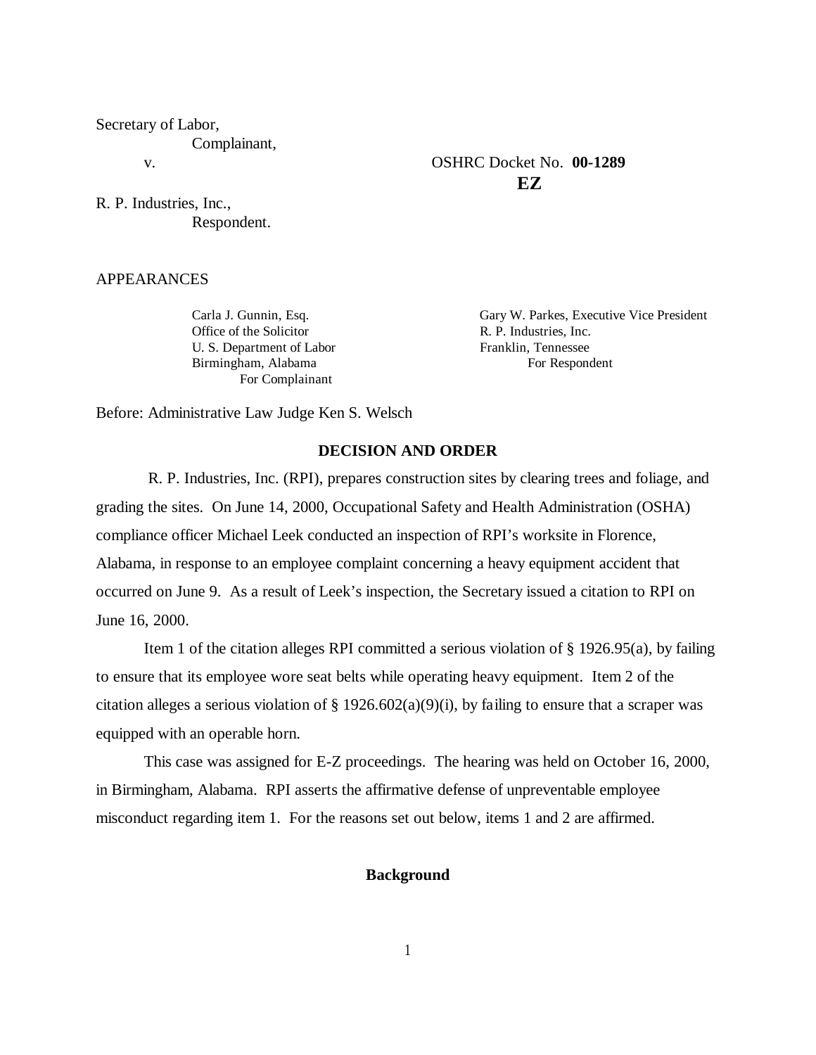Secretary of Labor,
Complainant,

v.

OSHRC Docket No. **00-1289**
**EZ**

R. P. Industries, Inc.,
Respondent.

APPEARANCES

Carla J. Gunnin, Esq.
Office of the Solicitor
U. S. Department of Labor
Birmingham, Alabama
For Complainant

Gary W. Parkes, Executive Vice President
R. P. Industries, Inc.
Franklin, Tennessee
For Respondent

Before: Administrative Law Judge Ken S. Welsch

**DECISION AND ORDER**

R. P. Industries, Inc. (RPI), prepares construction sites by clearing trees and foliage, and grading the sites. On June 14, 2000, Occupational Safety and Health Administration (OSHA) compliance officer Michael Leek conducted an inspection of RPI's worksite in Florence, Alabama, in response to an employee complaint concerning a heavy equipment accident that occurred on June 9. As a result of Leek's inspection, the Secretary issued a citation to RPI on June 16, 2000.

Item 1 of the citation alleges RPI committed a serious violation of § 1926.95(a), by failing to ensure that its employee wore seat belts while operating heavy equipment. Item 2 of the citation alleges a serious violation of § 1926.602(a)(9)(i), by failing to ensure that a scraper was equipped with an operable horn.

This case was assigned for E-Z proceedings. The hearing was held on October 16, 2000, in Birmingham, Alabama. RPI asserts the affirmative defense of unpreventable employee misconduct regarding item 1. For the reasons set out below, items 1 and 2 are affirmed.

**Background**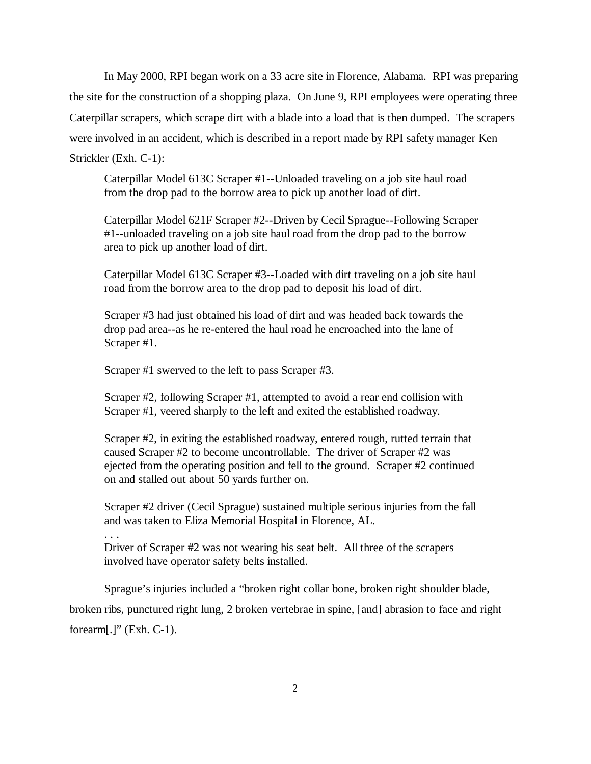In May 2000, RPI began work on a 33 acre site in Florence, Alabama. RPI was preparing the site for the construction of a shopping plaza. On June 9, RPI employees were operating three Caterpillar scrapers, which scrape dirt with a blade into a load that is then dumped. The scrapers were involved in an accident, which is described in a report made by RPI safety manager Ken Strickler (Exh. C-1):

> Caterpillar Model 613C Scraper #1--Unloaded traveling on a job site haul road from the drop pad to the borrow area to pick up another load of dirt.
>
> Caterpillar Model 621F Scraper #2--Driven by Cecil Sprague--Following Scraper #1--unloaded traveling on a job site haul road from the drop pad to the borrow area to pick up another load of dirt.
>
> Caterpillar Model 613C Scraper #3--Loaded with dirt traveling on a job site haul road from the borrow area to the drop pad to deposit his load of dirt.
>
> Scraper #3 had just obtained his load of dirt and was headed back towards the drop pad area--as he re-entered the haul road he encroached into the lane of Scraper #1.
>
> Scraper #1 swerved to the left to pass Scraper #3.
>
> Scraper #2, following Scraper #1, attempted to avoid a rear end collision with Scraper #1, veered sharply to the left and exited the established roadway.
>
> Scraper #2, in exiting the established roadway, entered rough, rutted terrain that caused Scraper #2 to become uncontrollable. The driver of Scraper #2 was ejected from the operating position and fell to the ground. Scraper #2 continued on and stalled out about 50 yards further on.
>
> Scraper #2 driver (Cecil Sprague) sustained multiple serious injuries from the fall and was taken to Eliza Memorial Hospital in Florence, AL.
>
> . . .
>
> Driver of Scraper #2 was not wearing his seat belt. All three of the scrapers involved have operator safety belts installed.

Sprague's injuries included a "broken right collar bone, broken right shoulder blade, broken ribs, punctured right lung, 2 broken vertebrae in spine, [and] abrasion to face and right forearm[.]" (Exh. C-1).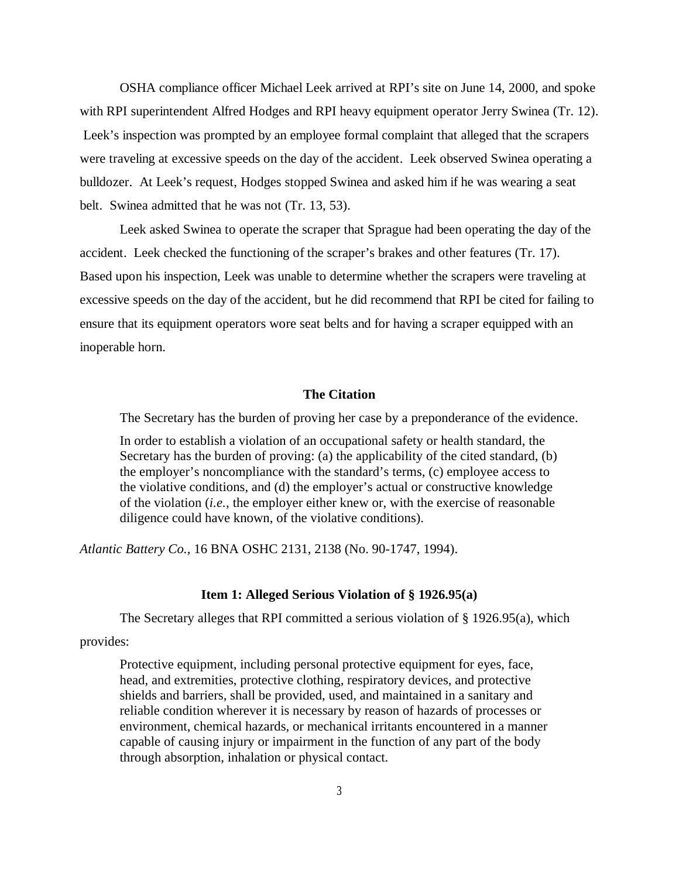OSHA compliance officer Michael Leek arrived at RPI's site on June 14, 2000, and spoke with RPI superintendent Alfred Hodges and RPI heavy equipment operator Jerry Swinea (Tr. 12). Leek's inspection was prompted by an employee formal complaint that alleged that the scrapers were traveling at excessive speeds on the day of the accident. Leek observed Swinea operating a bulldozer. At Leek's request, Hodges stopped Swinea and asked him if he was wearing a seat belt. Swinea admitted that he was not (Tr. 13, 53).

Leek asked Swinea to operate the scraper that Sprague had been operating the day of the accident. Leek checked the functioning of the scraper's brakes and other features (Tr. 17). Based upon his inspection, Leek was unable to determine whether the scrapers were traveling at excessive speeds on the day of the accident, but he did recommend that RPI be cited for failing to ensure that its equipment operators wore seat belts and for having a scraper equipped with an inoperable horn.

## The Citation

The Secretary has the burden of proving her case by a preponderance of the evidence.

> In order to establish a violation of an occupational safety or health standard, the Secretary has the burden of proving: (a) the applicability of the cited standard, (b) the employer's noncompliance with the standard's terms, (c) employee access to the violative conditions, and (d) the employer's actual or constructive knowledge of the violation (*i.e.,* the employer either knew or, with the exercise of reasonable diligence could have known, of the violative conditions).

*Atlantic Battery Co.,* 16 BNA OSHC 2131, 2138 (No. 90-1747, 1994).

### Item 1: Alleged Serious Violation of § 1926.95(a)

The Secretary alleges that RPI committed a serious violation of § 1926.95(a), which provides:

> Protective equipment, including personal protective equipment for eyes, face, head, and extremities, protective clothing, respiratory devices, and protective shields and barriers, shall be provided, used, and maintained in a sanitary and reliable condition wherever it is necessary by reason of hazards of processes or environment, chemical hazards, or mechanical irritants encountered in a manner capable of causing injury or impairment in the function of any part of the body through absorption, inhalation or physical contact.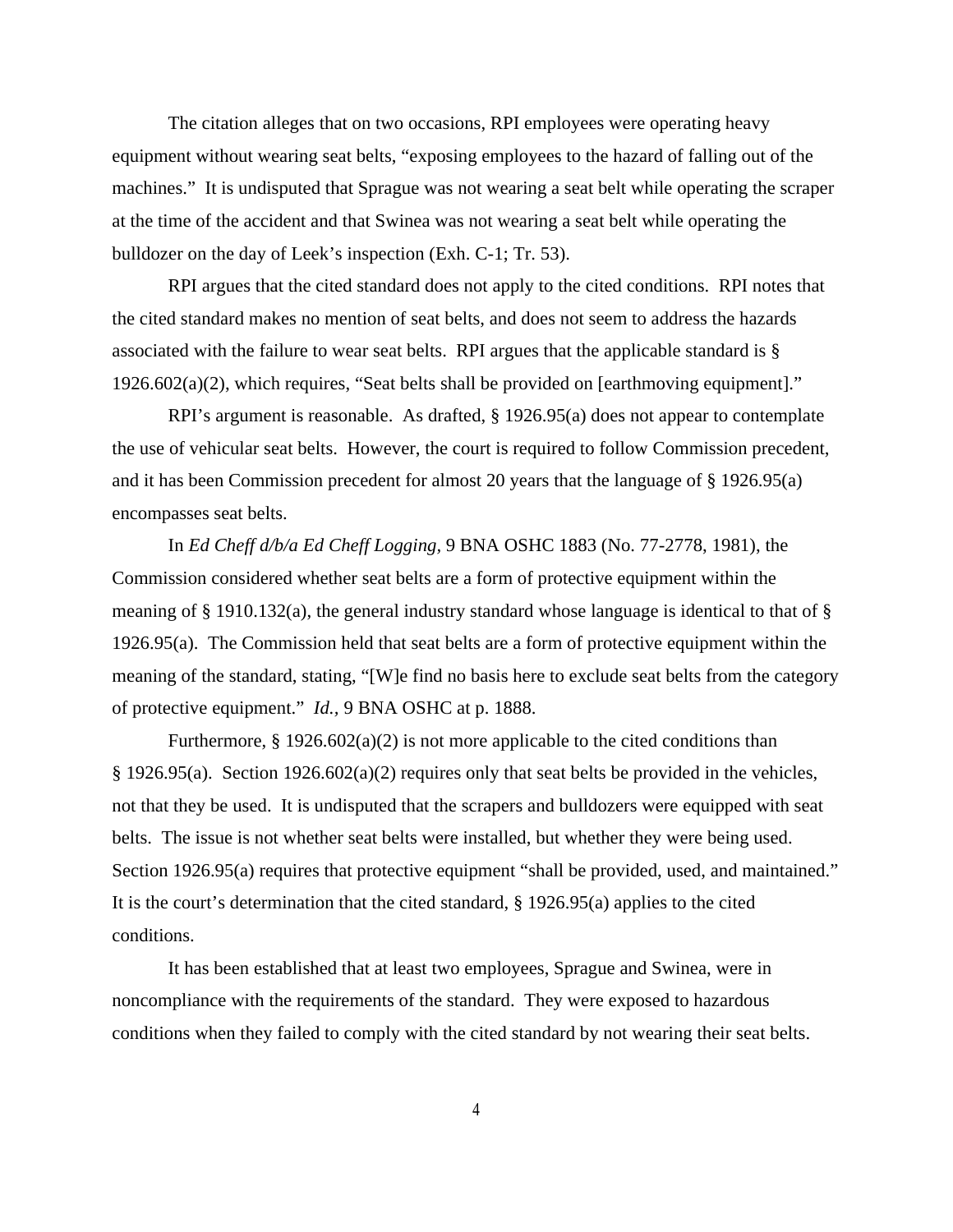The citation alleges that on two occasions, RPI employees were operating heavy equipment without wearing seat belts, "exposing employees to the hazard of falling out of the machines." It is undisputed that Sprague was not wearing a seat belt while operating the scraper at the time of the accident and that Swinea was not wearing a seat belt while operating the bulldozer on the day of Leek's inspection (Exh. C-1; Tr. 53).

RPI argues that the cited standard does not apply to the cited conditions. RPI notes that the cited standard makes no mention of seat belts, and does not seem to address the hazards associated with the failure to wear seat belts. RPI argues that the applicable standard is § 1926.602(a)(2), which requires, "Seat belts shall be provided on [earthmoving equipment]."

RPI's argument is reasonable. As drafted, § 1926.95(a) does not appear to contemplate the use of vehicular seat belts. However, the court is required to follow Commission precedent, and it has been Commission precedent for almost 20 years that the language of § 1926.95(a) encompasses seat belts.

In *Ed Cheff d/b/a Ed Cheff Logging*, 9 BNA OSHC 1883 (No. 77-2778, 1981), the Commission considered whether seat belts are a form of protective equipment within the meaning of § 1910.132(a), the general industry standard whose language is identical to that of § 1926.95(a). The Commission held that seat belts are a form of protective equipment within the meaning of the standard, stating, "[W]e find no basis here to exclude seat belts from the category of protective equipment." *Id.*, 9 BNA OSHC at p. 1888.

Furthermore, § 1926.602(a)(2) is not more applicable to the cited conditions than § 1926.95(a). Section 1926.602(a)(2) requires only that seat belts be provided in the vehicles, not that they be used. It is undisputed that the scrapers and bulldozers were equipped with seat belts. The issue is not whether seat belts were installed, but whether they were being used. Section 1926.95(a) requires that protective equipment "shall be provided, used, and maintained." It is the court's determination that the cited standard, § 1926.95(a) applies to the cited conditions.

It has been established that at least two employees, Sprague and Swinea, were in noncompliance with the requirements of the standard. They were exposed to hazardous conditions when they failed to comply with the cited standard by not wearing their seat belts.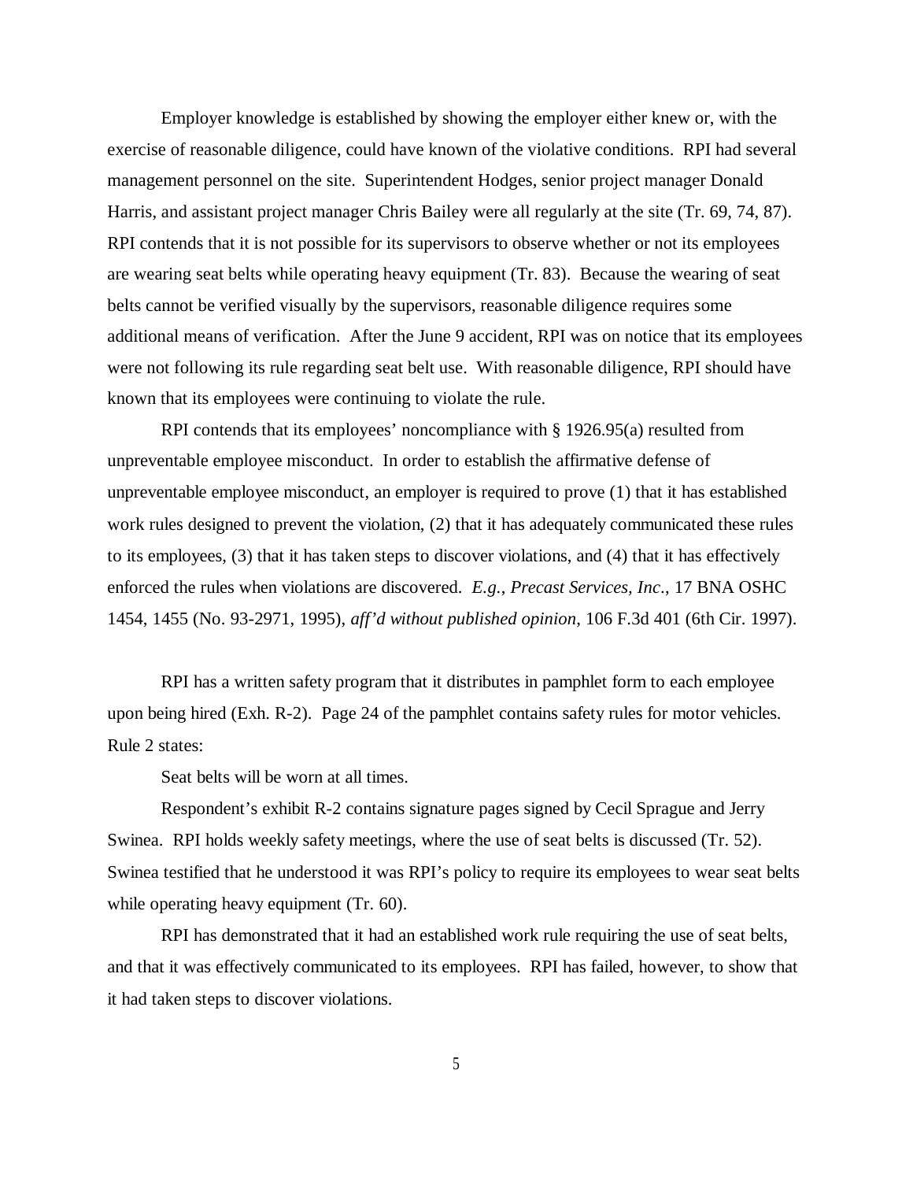Employer knowledge is established by showing the employer either knew or, with the exercise of reasonable diligence, could have known of the violative conditions. RPI had several management personnel on the site. Superintendent Hodges, senior project manager Donald Harris, and assistant project manager Chris Bailey were all regularly at the site (Tr. 69, 74, 87). RPI contends that it is not possible for its supervisors to observe whether or not its employees are wearing seat belts while operating heavy equipment (Tr. 83). Because the wearing of seat belts cannot be verified visually by the supervisors, reasonable diligence requires some additional means of verification. After the June 9 accident, RPI was on notice that its employees were not following its rule regarding seat belt use. With reasonable diligence, RPI should have known that its employees were continuing to violate the rule.

RPI contends that its employees' noncompliance with § 1926.95(a) resulted from unpreventable employee misconduct. In order to establish the affirmative defense of unpreventable employee misconduct, an employer is required to prove (1) that it has established work rules designed to prevent the violation, (2) that it has adequately communicated these rules to its employees, (3) that it has taken steps to discover violations, and (4) that it has effectively enforced the rules when violations are discovered. *E.g.*, *Precast Services, Inc*., 17 BNA OSHC 1454, 1455 (No. 93-2971, 1995), *aff'd without published opinion*, 106 F.3d 401 (6th Cir. 1997).

RPI has a written safety program that it distributes in pamphlet form to each employee upon being hired (Exh. R-2). Page 24 of the pamphlet contains safety rules for motor vehicles. Rule 2 states:

Seat belts will be worn at all times.

Respondent's exhibit R-2 contains signature pages signed by Cecil Sprague and Jerry Swinea. RPI holds weekly safety meetings, where the use of seat belts is discussed (Tr. 52). Swinea testified that he understood it was RPI's policy to require its employees to wear seat belts while operating heavy equipment (Tr. 60).

RPI has demonstrated that it had an established work rule requiring the use of seat belts, and that it was effectively communicated to its employees. RPI has failed, however, to show that it had taken steps to discover violations.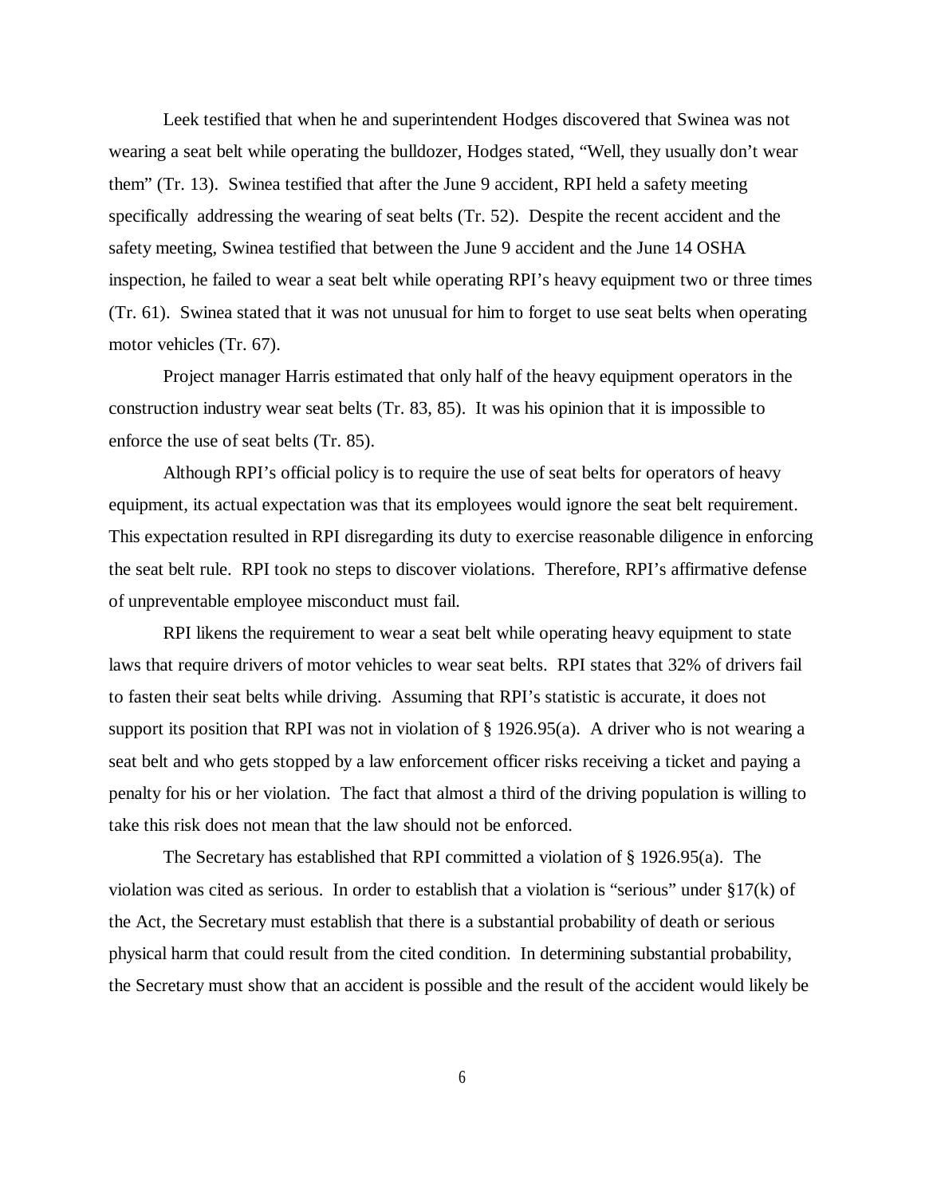Leek testified that when he and superintendent Hodges discovered that Swinea was not wearing a seat belt while operating the bulldozer, Hodges stated, "Well, they usually don't wear them" (Tr. 13). Swinea testified that after the June 9 accident, RPI held a safety meeting specifically addressing the wearing of seat belts (Tr. 52). Despite the recent accident and the safety meeting, Swinea testified that between the June 9 accident and the June 14 OSHA inspection, he failed to wear a seat belt while operating RPI's heavy equipment two or three times (Tr. 61). Swinea stated that it was not unusual for him to forget to use seat belts when operating motor vehicles (Tr. 67).

Project manager Harris estimated that only half of the heavy equipment operators in the construction industry wear seat belts (Tr. 83, 85). It was his opinion that it is impossible to enforce the use of seat belts (Tr. 85).

Although RPI's official policy is to require the use of seat belts for operators of heavy equipment, its actual expectation was that its employees would ignore the seat belt requirement. This expectation resulted in RPI disregarding its duty to exercise reasonable diligence in enforcing the seat belt rule. RPI took no steps to discover violations. Therefore, RPI's affirmative defense of unpreventable employee misconduct must fail.

RPI likens the requirement to wear a seat belt while operating heavy equipment to state laws that require drivers of motor vehicles to wear seat belts. RPI states that 32% of drivers fail to fasten their seat belts while driving. Assuming that RPI's statistic is accurate, it does not support its position that RPI was not in violation of § 1926.95(a). A driver who is not wearing a seat belt and who gets stopped by a law enforcement officer risks receiving a ticket and paying a penalty for his or her violation. The fact that almost a third of the driving population is willing to take this risk does not mean that the law should not be enforced.

The Secretary has established that RPI committed a violation of § 1926.95(a). The violation was cited as serious. In order to establish that a violation is "serious" under §17(k) of the Act, the Secretary must establish that there is a substantial probability of death or serious physical harm that could result from the cited condition. In determining substantial probability, the Secretary must show that an accident is possible and the result of the accident would likely be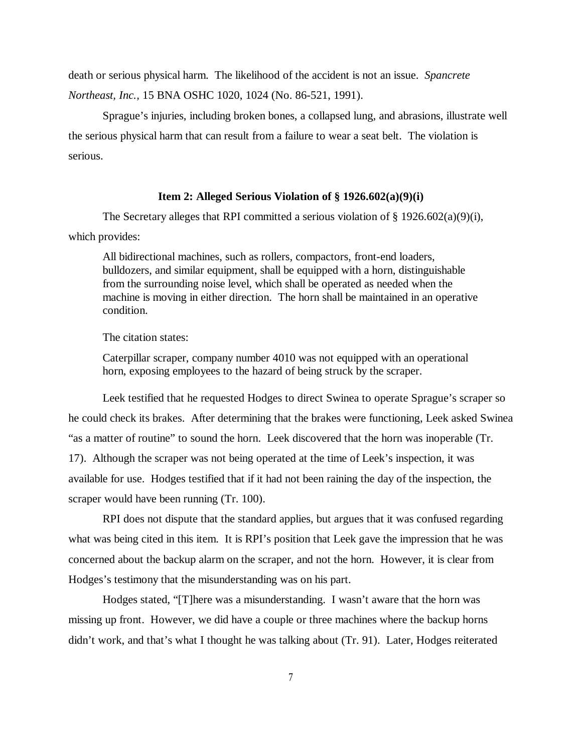death or serious physical harm. The likelihood of the accident is not an issue. *Spancrete Northeast, Inc.,* 15 BNA OSHC 1020, 1024 (No. 86-521, 1991).

Sprague's injuries, including broken bones, a collapsed lung, and abrasions, illustrate well the serious physical harm that can result from a failure to wear a seat belt. The violation is serious.

**Item 2: Alleged Serious Violation of § 1926.602(a)(9)(i)**

The Secretary alleges that RPI committed a serious violation of § 1926.602(a)(9)(i), which provides:

> All bidirectional machines, such as rollers, compactors, front-end loaders, bulldozers, and similar equipment, shall be equipped with a horn, distinguishable from the surrounding noise level, which shall be operated as needed when the machine is moving in either direction. The horn shall be maintained in an operative condition.

The citation states:

> Caterpillar scraper, company number 4010 was not equipped with an operational horn, exposing employees to the hazard of being struck by the scraper.

Leek testified that he requested Hodges to direct Swinea to operate Sprague's scraper so he could check its brakes. After determining that the brakes were functioning, Leek asked Swinea "as a matter of routine" to sound the horn. Leek discovered that the horn was inoperable (Tr. 17). Although the scraper was not being operated at the time of Leek's inspection, it was available for use. Hodges testified that if it had not been raining the day of the inspection, the scraper would have been running (Tr. 100).

RPI does not dispute that the standard applies, but argues that it was confused regarding what was being cited in this item. It is RPI's position that Leek gave the impression that he was concerned about the backup alarm on the scraper, and not the horn. However, it is clear from Hodges's testimony that the misunderstanding was on his part.

Hodges stated, "[T]here was a misunderstanding. I wasn't aware that the horn was missing up front. However, we did have a couple or three machines where the backup horns didn't work, and that's what I thought he was talking about (Tr. 91). Later, Hodges reiterated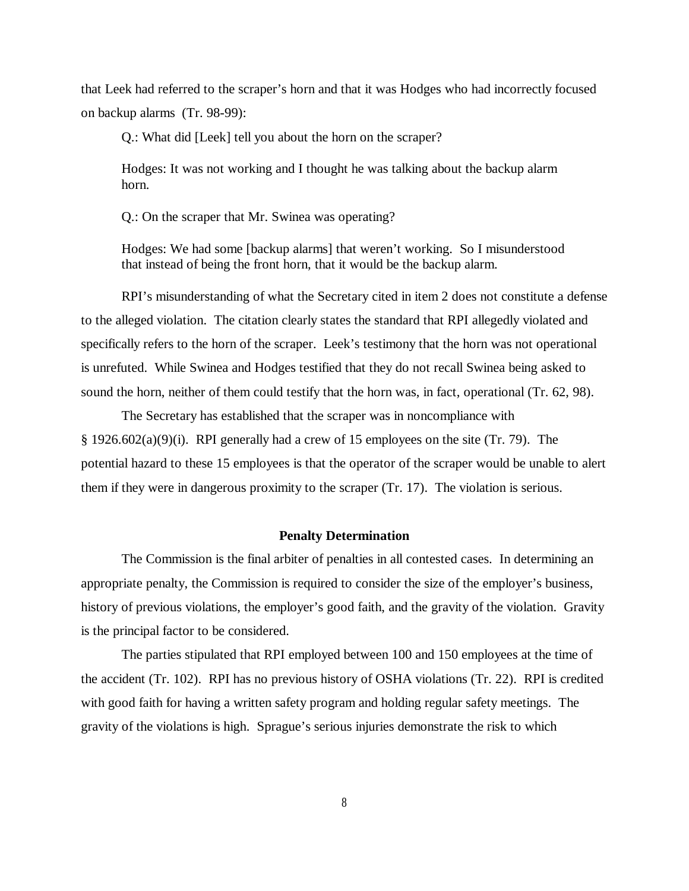that Leek had referred to the scraper's horn and that it was Hodges who had incorrectly focused on backup alarms (Tr. 98-99):

> Q.: What did [Leek] tell you about the horn on the scraper?
>
> Hodges: It was not working and I thought he was talking about the backup alarm horn.
>
> Q.: On the scraper that Mr. Swinea was operating?
>
> Hodges: We had some [backup alarms] that weren't working. So I misunderstood that instead of being the front horn, that it would be the backup alarm.

RPI's misunderstanding of what the Secretary cited in item 2 does not constitute a defense to the alleged violation. The citation clearly states the standard that RPI allegedly violated and specifically refers to the horn of the scraper. Leek's testimony that the horn was not operational is unrefuted. While Swinea and Hodges testified that they do not recall Swinea being asked to sound the horn, neither of them could testify that the horn was, in fact, operational (Tr. 62, 98).

The Secretary has established that the scraper was in noncompliance with § 1926.602(a)(9)(i). RPI generally had a crew of 15 employees on the site (Tr. 79). The potential hazard to these 15 employees is that the operator of the scraper would be unable to alert them if they were in dangerous proximity to the scraper (Tr. 17). The violation is serious.

**Penalty Determination**

The Commission is the final arbiter of penalties in all contested cases. In determining an appropriate penalty, the Commission is required to consider the size of the employer's business, history of previous violations, the employer's good faith, and the gravity of the violation. Gravity is the principal factor to be considered.

The parties stipulated that RPI employed between 100 and 150 employees at the time of the accident (Tr. 102). RPI has no previous history of OSHA violations (Tr. 22). RPI is credited with good faith for having a written safety program and holding regular safety meetings. The gravity of the violations is high. Sprague's serious injuries demonstrate the risk to which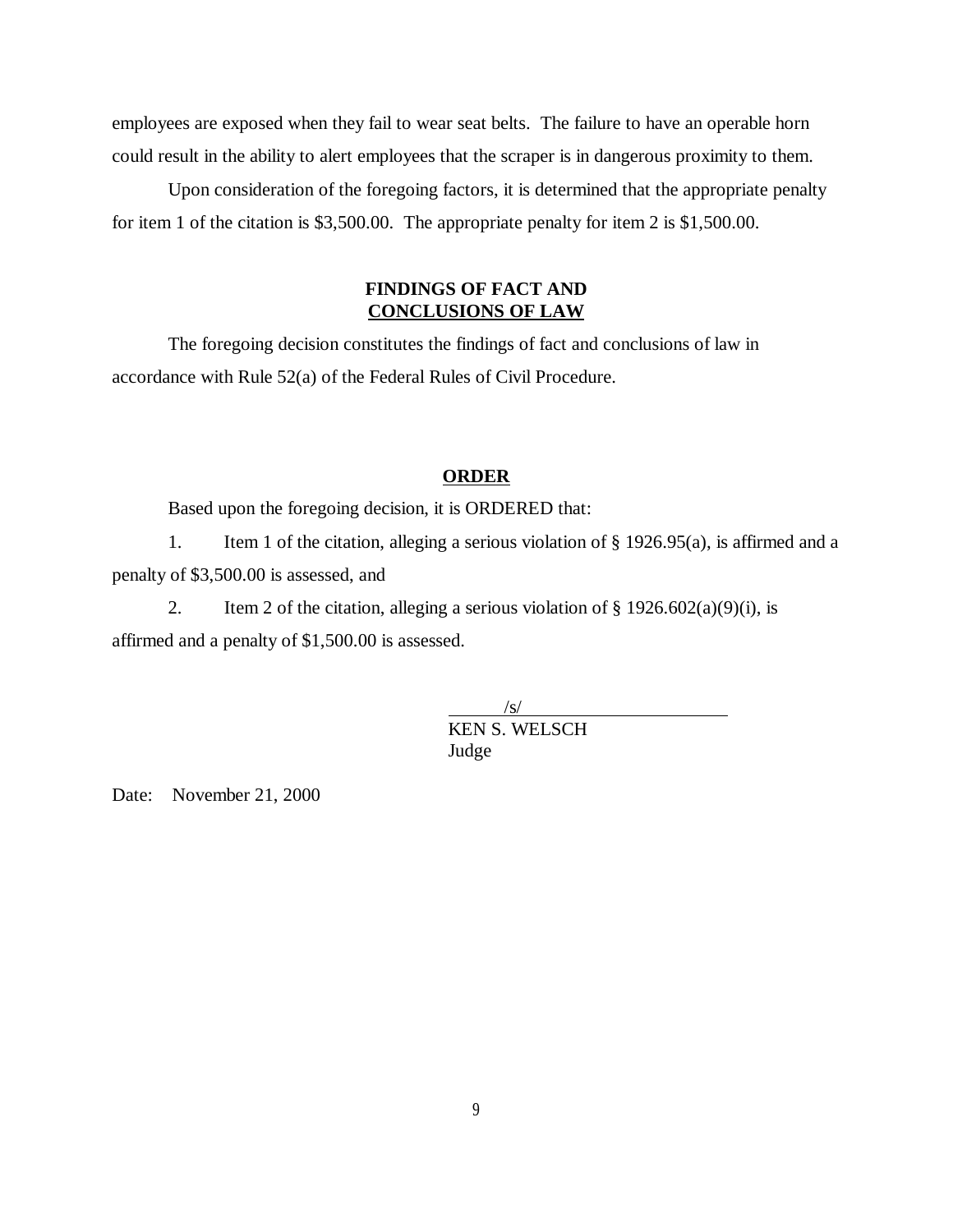employees are exposed when they fail to wear seat belts. The failure to have an operable horn could result in the ability to alert employees that the scraper is in dangerous proximity to them.

Upon consideration of the foregoing factors, it is determined that the appropriate penalty for item 1 of the citation is $3,500.00. The appropriate penalty for item 2 is $1,500.00.

## FINDINGS OF FACT AND CONCLUSIONS OF LAW

The foregoing decision constitutes the findings of fact and conclusions of law in accordance with Rule 52(a) of the Federal Rules of Civil Procedure.

## ORDER

Based upon the foregoing decision, it is ORDERED that:

1. Item 1 of the citation, alleging a serious violation of § 1926.95(a), is affirmed and a penalty of $3,500.00 is assessed, and

2. Item 2 of the citation, alleging a serious violation of § 1926.602(a)(9)(i), is affirmed and a penalty of $1,500.00 is assessed.

/s/
KEN S. WELSCH
Judge

Date: November 21, 2000